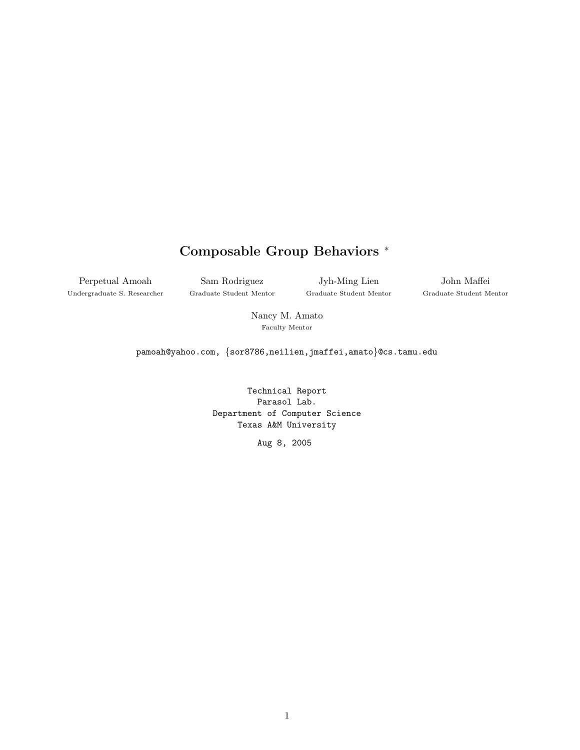# Composable Group Behaviors *

Perpetual Amoah
Undergraduate S. Researcher

Sam Rodriguez
Graduate Student Mentor

Jyh-Ming Lien
Graduate Student Mentor

John Maffei
Graduate Student Mentor

Nancy M. Amato
Faculty Mentor

pamoah@yahoo.com, {sor8786,neilien,jmaffei,amato}@cs.tamu.edu

Technical Report
Parasol Lab.
Department of Computer Science
Texas A&M University

Aug 8, 2005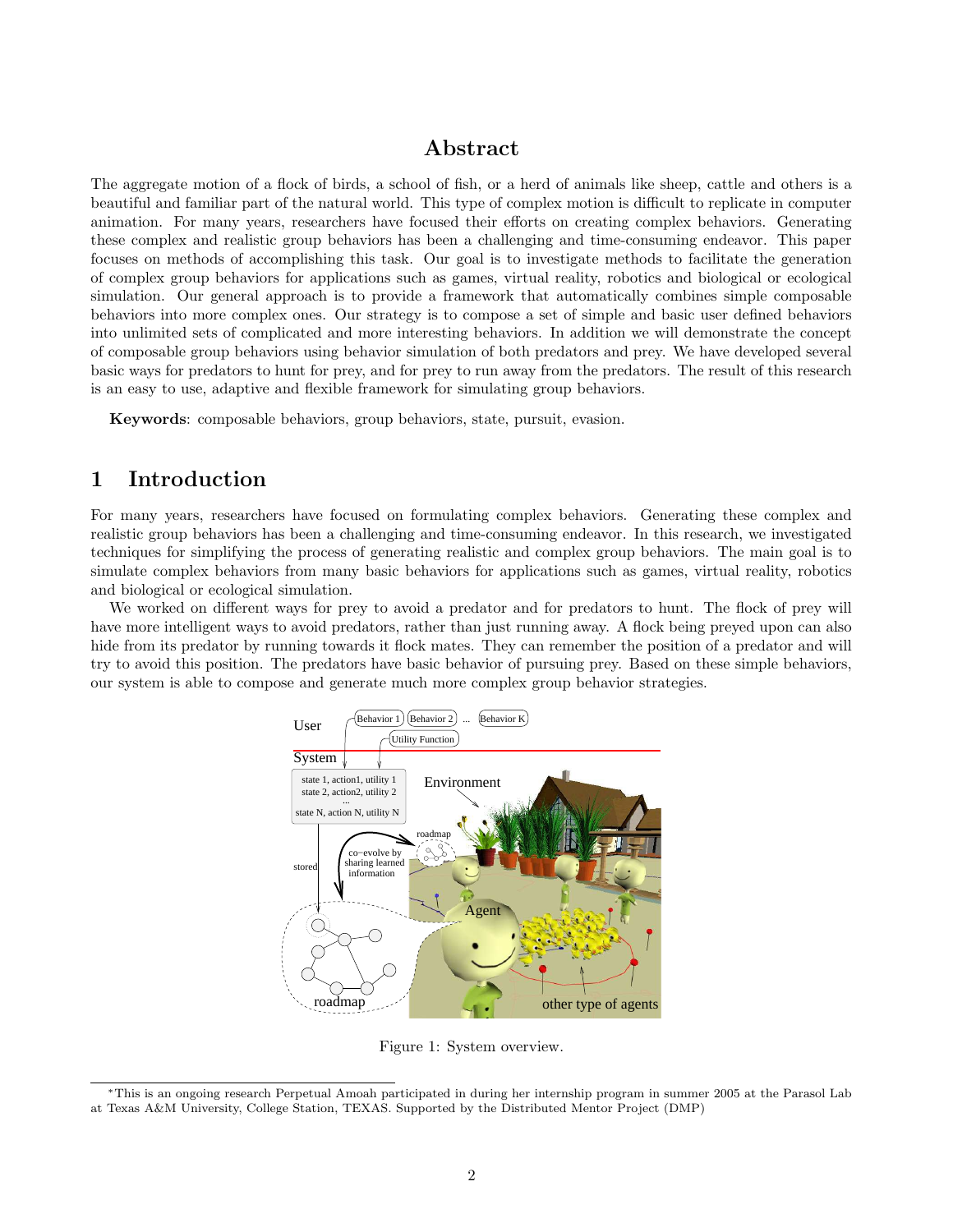# Abstract

The aggregate motion of a flock of birds, a school of fish, or a herd of animals like sheep, cattle and others is a beautiful and familiar part of the natural world. This type of complex motion is difficult to replicate in computer animation. For many years, researchers have focused their efforts on creating complex behaviors. Generating these complex and realistic group behaviors has been a challenging and time-consuming endeavor. This paper focuses on methods of accomplishing this task. Our goal is to investigate methods to facilitate the generation of complex group behaviors for applications such as games, virtual reality, robotics and biological or ecological simulation. Our general approach is to provide a framework that automatically combines simple composable behaviors into more complex ones. Our strategy is to compose a set of simple and basic user defined behaviors into unlimited sets of complicated and more interesting behaviors. In addition we will demonstrate the concept of composable group behaviors using behavior simulation of both predators and prey. We have developed several basic ways for predators to hunt for prey, and for prey to run away from the predators. The result of this research is an easy to use, adaptive and flexible framework for simulating group behaviors.

**Keywords**: composable behaviors, group behaviors, state, pursuit, evasion.

# 1 Introduction

For many years, researchers have focused on formulating complex behaviors. Generating these complex and realistic group behaviors has been a challenging and time-consuming endeavor. In this research, we investigated techniques for simplifying the process of generating realistic and complex group behaviors. The main goal is to simulate complex behaviors from many basic behaviors for applications such as games, virtual reality, robotics and biological or ecological simulation.

We worked on different ways for prey to avoid a predator and for predators to hunt. The flock of prey will have more intelligent ways to avoid predators, rather than just running away. A flock being preyed upon can also hide from its predator by running towards it flock mates. They can remember the position of a predator and will try to avoid this position. The predators have basic behavior of pursuing prey. Based on these simple behaviors, our system is able to compose and generate much more complex group behavior strategies.

Figure 1: System overview.

*This is an ongoing research Perpetual Amoah participated in during her internship program in summer 2005 at the Parasol Lab at Texas A&M University, College Station, TEXAS. Supported by the Distributed Mentor Project (DMP)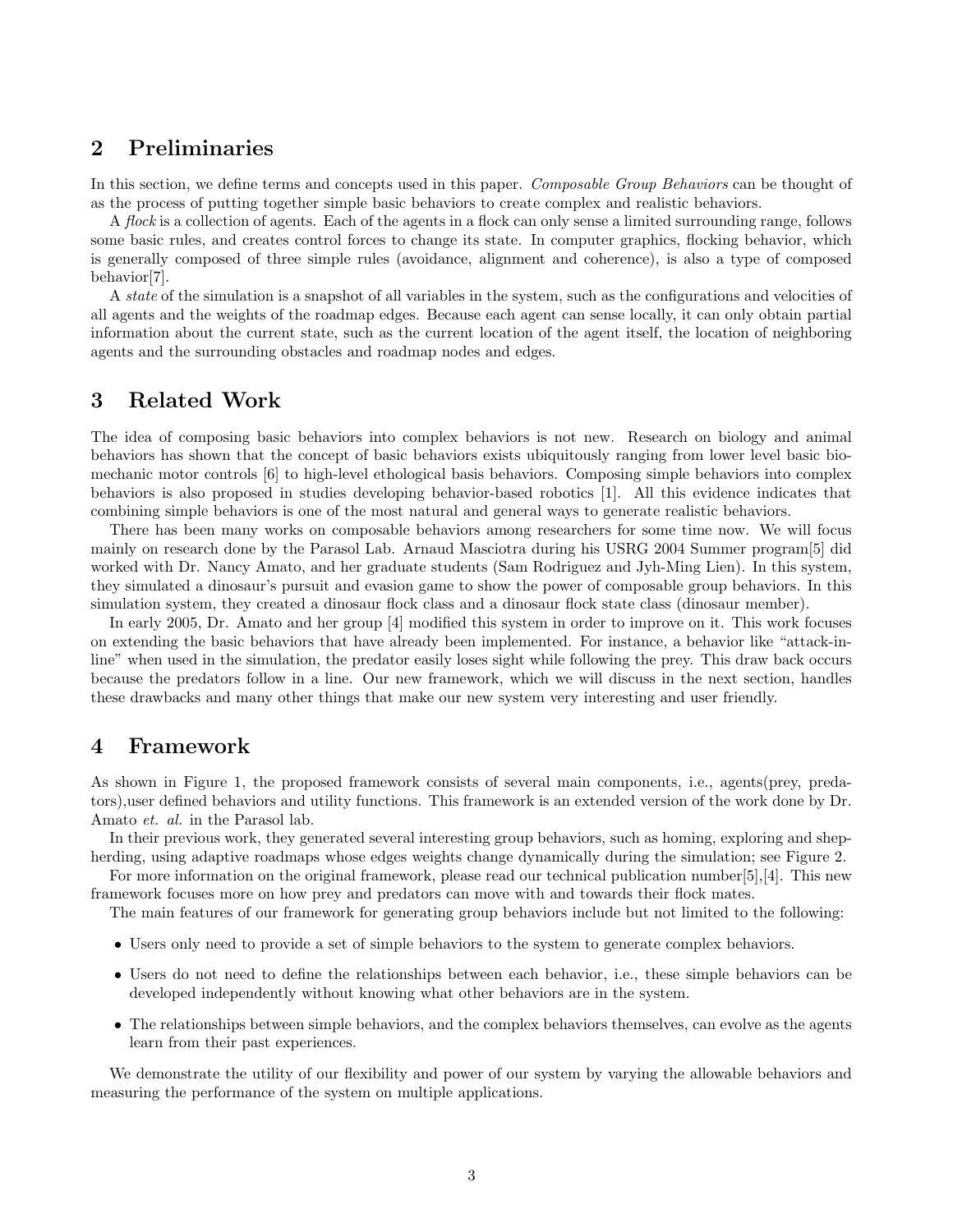## 2 Preliminaries

In this section, we define terms and concepts used in this paper. *Composable Group Behaviors* can be thought of as the process of putting together simple basic behaviors to create complex and realistic behaviors.

A *flock* is a collection of agents. Each of the agents in a flock can only sense a limited surrounding range, follows some basic rules, and creates control forces to change its state. In computer graphics, flocking behavior, which is generally composed of three simple rules (avoidance, alignment and coherence), is also a type of composed behavior[7].

A *state* of the simulation is a snapshot of all variables in the system, such as the configurations and velocities of all agents and the weights of the roadmap edges. Because each agent can sense locally, it can only obtain partial information about the current state, such as the current location of the agent itself, the location of neighboring agents and the surrounding obstacles and roadmap nodes and edges.

## 3 Related Work

The idea of composing basic behaviors into complex behaviors is not new. Research on biology and animal behaviors has shown that the concept of basic behaviors exists ubiquitously ranging from lower level basic biomechanic motor controls [6] to high-level ethological basis behaviors. Composing simple behaviors into complex behaviors is also proposed in studies developing behavior-based robotics [1]. All this evidence indicates that combining simple behaviors is one of the most natural and general ways to generate realistic behaviors.

There has been many works on composable behaviors among researchers for some time now. We will focus mainly on research done by the Parasol Lab. Arnaud Masciotra during his USRG 2004 Summer program[5] did worked with Dr. Nancy Amato, and her graduate students (Sam Rodriguez and Jyh-Ming Lien). In this system, they simulated a dinosaur's pursuit and evasion game to show the power of composable group behaviors. In this simulation system, they created a dinosaur flock class and a dinosaur flock state class (dinosaur member).

In early 2005, Dr. Amato and her group [4] modified this system in order to improve on it. This work focuses on extending the basic behaviors that have already been implemented. For instance, a behavior like "attack-in-line" when used in the simulation, the predator easily loses sight while following the prey. This draw back occurs because the predators follow in a line. Our new framework, which we will discuss in the next section, handles these drawbacks and many other things that make our new system very interesting and user friendly.

## 4 Framework

As shown in Figure 1, the proposed framework consists of several main components, i.e., agents(prey, predators),user defined behaviors and utility functions. This framework is an extended version of the work done by Dr. Amato *et. al.* in the Parasol lab.

In their previous work, they generated several interesting group behaviors, such as homing, exploring and shepherding, using adaptive roadmaps whose edges weights change dynamically during the simulation; see Figure 2.

For more information on the original framework, please read our technical publication number[5],[4]. This new framework focuses more on how prey and predators can move with and towards their flock mates.

The main features of our framework for generating group behaviors include but not limited to the following:

- Users only need to provide a set of simple behaviors to the system to generate complex behaviors.
- Users do not need to define the relationships between each behavior, i.e., these simple behaviors can be developed independently without knowing what other behaviors are in the system.
- The relationships between simple behaviors, and the complex behaviors themselves, can evolve as the agents learn from their past experiences.

We demonstrate the utility of our flexibility and power of our system by varying the allowable behaviors and measuring the performance of the system on multiple applications.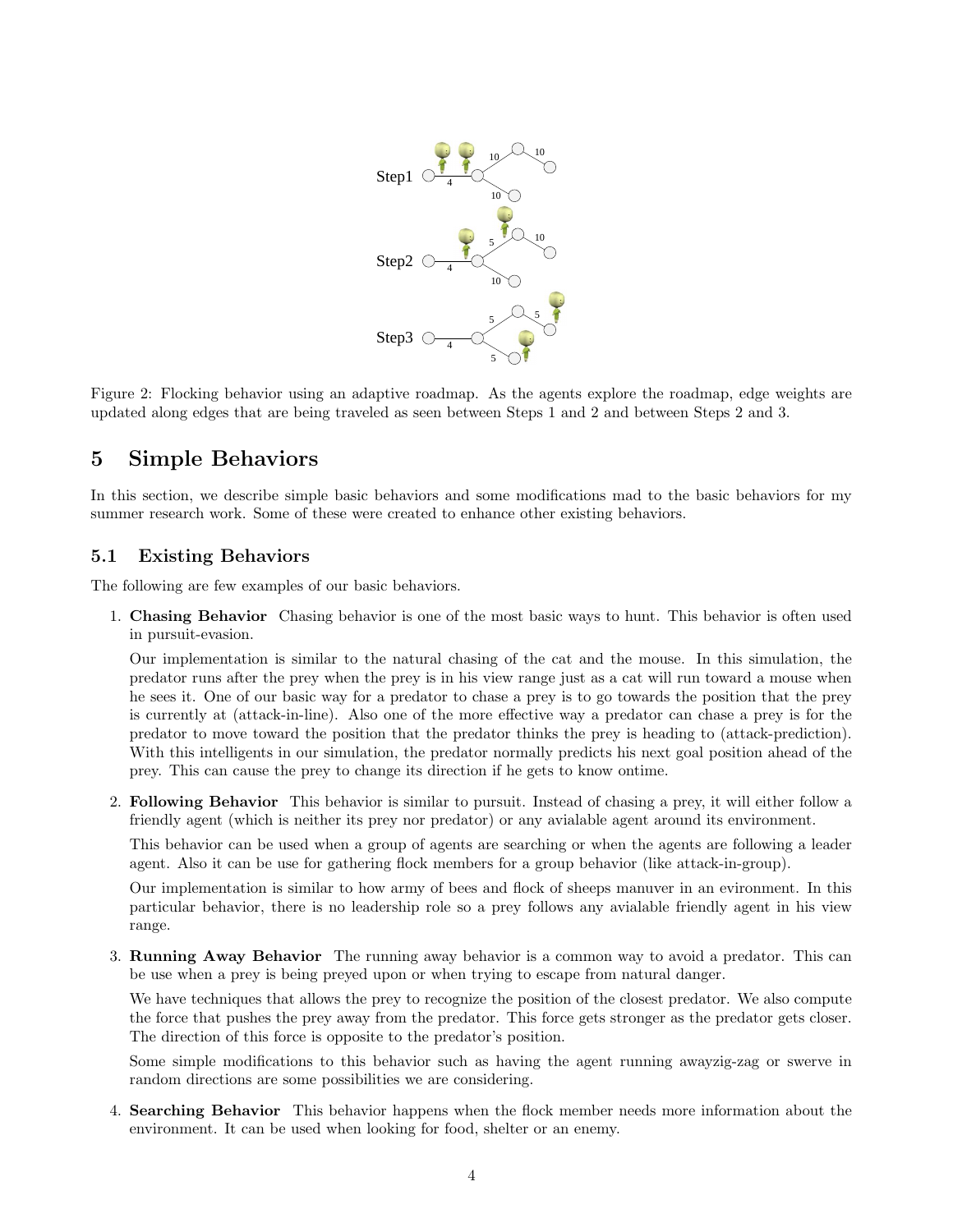Figure 2: Flocking behavior using an adaptive roadmap. As the agents explore the roadmap, edge weights are updated along edges that are being traveled as seen between Steps 1 and 2 and between Steps 2 and 3.

# 5 Simple Behaviors

In this section, we describe simple basic behaviors and some modifications mad to the basic behaviors for my summer research work. Some of these were created to enhance other existing behaviors.

## 5.1 Existing Behaviors

The following are few examples of our basic behaviors.

1. **Chasing Behavior** Chasing behavior is one of the most basic ways to hunt. This behavior is often used in pursuit-evasion.

   Our implementation is similar to the natural chasing of the cat and the mouse. In this simulation, the predator runs after the prey when the prey is in his view range just as a cat will run toward a mouse when he sees it. One of our basic way for a predator to chase a prey is to go towards the position that the prey is currently at (attack-in-line). Also one of the more effective way a predator can chase a prey is for the predator to move toward the position that the predator thinks the prey is heading to (attack-prediction). With this intelligents in our simulation, the predator normally predicts his next goal position ahead of the prey. This can cause the prey to change its direction if he gets to know ontime.

2. **Following Behavior** This behavior is similar to pursuit. Instead of chasing a prey, it will either follow a friendly agent (which is neither its prey nor predator) or any avialable agent around its environment.

   This behavior can be used when a group of agents are searching or when the agents are following a leader agent. Also it can be use for gathering flock members for a group behavior (like attack-in-group).

   Our implementation is similar to how army of bees and flock of sheeps manuver in an evironment. In this particular behavior, there is no leadership role so a prey follows any avialable friendly agent in his view range.

3. **Running Away Behavior** The running away behavior is a common way to avoid a predator. This can be use when a prey is being preyed upon or when trying to escape from natural danger.

   We have techniques that allows the prey to recognize the position of the closest predator. We also compute the force that pushes the prey away from the predator. This force gets stronger as the predator gets closer. The direction of this force is opposite to the predator's position.

   Some simple modifications to this behavior such as having the agent running awayzig-zag or swerve in random directions are some possibilities we are considering.

4. **Searching Behavior** This behavior happens when the flock member needs more information about the environment. It can be used when looking for food, shelter or an enemy.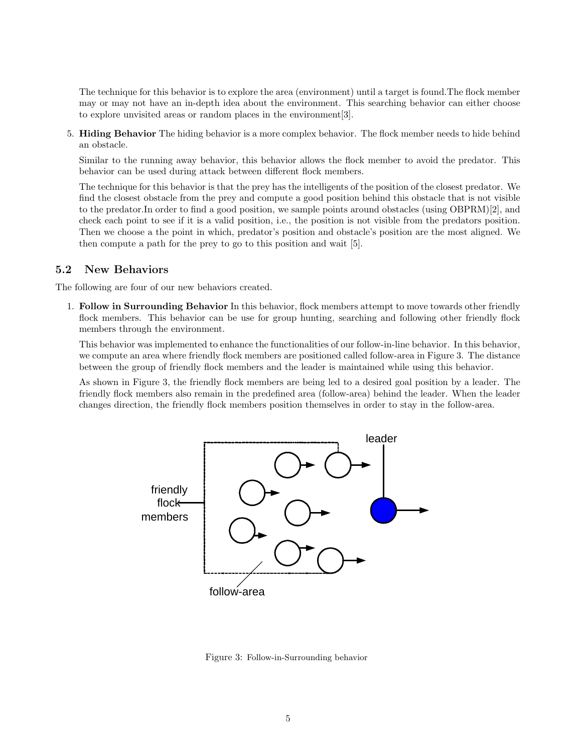The technique for this behavior is to explore the area (environment) until a target is found.The flock member may or may not have an in-depth idea about the environment. This searching behavior can either choose to explore unvisited areas or random places in the environment[3].

5. **Hiding Behavior** The hiding behavior is a more complex behavior. The flock member needs to hide behind an obstacle.

   Similar to the running away behavior, this behavior allows the flock member to avoid the predator. This behavior can be used during attack between different flock members.

   The technique for this behavior is that the prey has the intelligents of the position of the closest predator. We find the closest obstacle from the prey and compute a good position behind this obstacle that is not visible to the predator.In order to find a good position, we sample points around obstacles (using OBPRM)[2], and check each point to see if it is a valid position, i.e., the position is not visible from the predators position. Then we choose a the point in which, predator's position and obstacle's position are the most aligned. We then compute a path for the prey to go to this position and wait [5].

### 5.2 New Behaviors

The following are four of our new behaviors created.

1. **Follow in Surrounding Behavior** In this behavior, flock members attempt to move towards other friendly flock members. This behavior can be use for group hunting, searching and following other friendly flock members through the environment.

   This behavior was implemented to enhance the functionalities of our follow-in-line behavior. In this behavior, we compute an area where friendly flock members are positioned called follow-area in Figure 3. The distance between the group of friendly flock members and the leader is maintained while using this behavior.

   As shown in Figure 3, the friendly flock members are being led to a desired goal position by a leader. The friendly flock members also remain in the predefined area (follow-area) behind the leader. When the leader changes direction, the friendly flock members position themselves in order to stay in the follow-area.

Figure 3: Follow-in-Surrounding behavior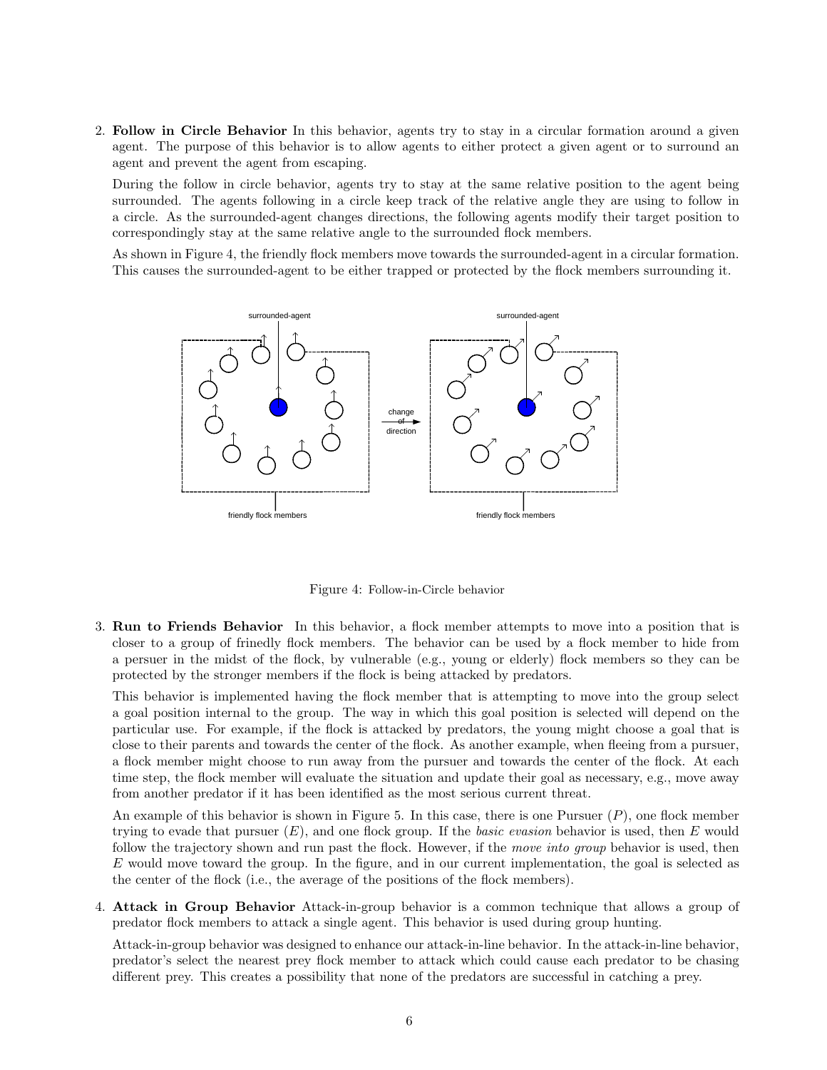2. **Follow in Circle Behavior** In this behavior, agents try to stay in a circular formation around a given agent. The purpose of this behavior is to allow agents to either protect a given agent or to surround an agent and prevent the agent from escaping.

   During the follow in circle behavior, agents try to stay at the same relative position to the agent being surrounded. The agents following in a circle keep track of the relative angle they are using to follow in a circle. As the surrounded-agent changes directions, the following agents modify their target position to correspondingly stay at the same relative angle to the surrounded flock members.

   As shown in Figure 4, the friendly flock members move towards the surrounded-agent in a circular formation. This causes the surrounded-agent to be either trapped or protected by the flock members surrounding it.

   Figure 4: Follow-in-Circle behavior

3. **Run to Friends Behavior** In this behavior, a flock member attempts to move into a position that is closer to a group of frinedly flock members. The behavior can be used by a flock member to hide from a persuer in the midst of the flock, by vulnerable (e.g., young or elderly) flock members so they can be protected by the stronger members if the flock is being attacked by predators.

   This behavior is implemented having the flock member that is attempting to move into the group select a goal position internal to the group. The way in which this goal position is selected will depend on the particular use. For example, if the flock is attacked by predators, the young might choose a goal that is close to their parents and towards the center of the flock. As another example, when fleeing from a pursuer, a flock member might choose to run away from the pursuer and towards the center of the flock. At each time step, the flock member will evaluate the situation and update their goal as necessary, e.g., move away from another predator if it has been identified as the most serious current threat.

   An example of this behavior is shown in Figure 5. In this case, there is one Pursuer ($P$), one flock member trying to evade that pursuer ($E$), and one flock group. If the *basic evasion* behavior is used, then $E$ would follow the trajectory shown and run past the flock. However, if the *move into group* behavior is used, then $E$ would move toward the group. In the figure, and in our current implementation, the goal is selected as the center of the flock (i.e., the average of the positions of the flock members).

4. **Attack in Group Behavior** Attack-in-group behavior is a common technique that allows a group of predator flock members to attack a single agent. This behavior is used during group hunting.

   Attack-in-group behavior was designed to enhance our attack-in-line behavior. In the attack-in-line behavior, predator's select the nearest prey flock member to attack which could cause each predator to be chasing different prey. This creates a possibility that none of the predators are successful in catching a prey.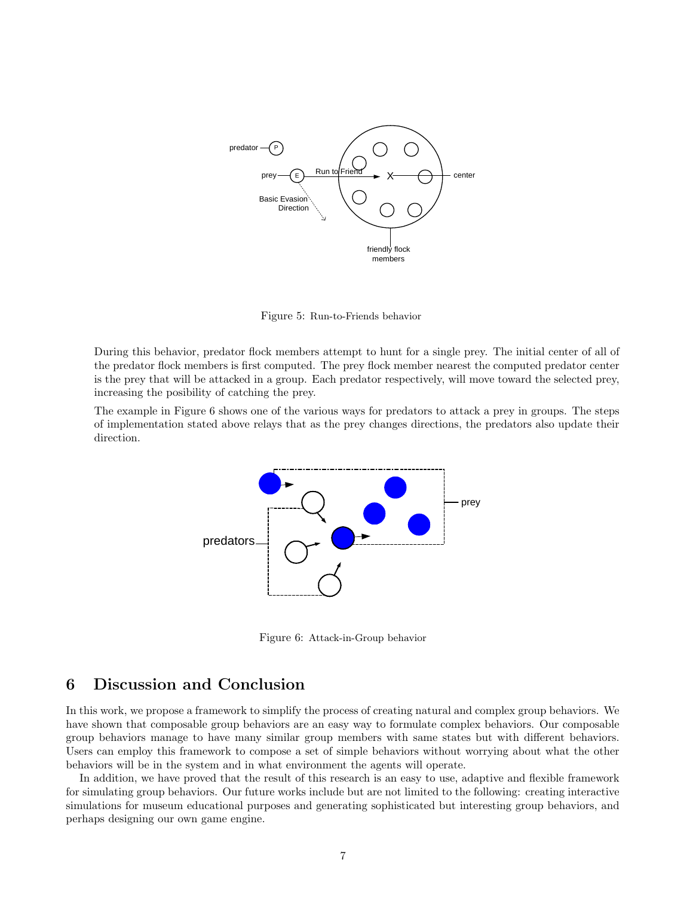Figure 5: Run-to-Friends behavior

During this behavior, predator flock members attempt to hunt for a single prey. The initial center of all of the predator flock members is first computed. The prey flock member nearest the computed predator center is the prey that will be attacked in a group. Each predator respectively, will move toward the selected prey, increasing the posibility of catching the prey.

The example in Figure 6 shows one of the various ways for predators to attack a prey in groups. The steps of implementation stated above relays that as the prey changes directions, the predators also update their direction.

Figure 6: Attack-in-Group behavior

## 6 Discussion and Conclusion

In this work, we propose a framework to simplify the process of creating natural and complex group behaviors. We have shown that composable group behaviors are an easy way to formulate complex behaviors. Our composable group behaviors manage to have many similar group members with same states but with different behaviors. Users can employ this framework to compose a set of simple behaviors without worrying about what the other behaviors will be in the system and in what environment the agents will operate.

In addition, we have proved that the result of this research is an easy to use, adaptive and flexible framework for simulating group behaviors. Our future works include but are not limited to the following: creating interactive simulations for museum educational purposes and generating sophisticated but interesting group behaviors, and perhaps designing our own game engine.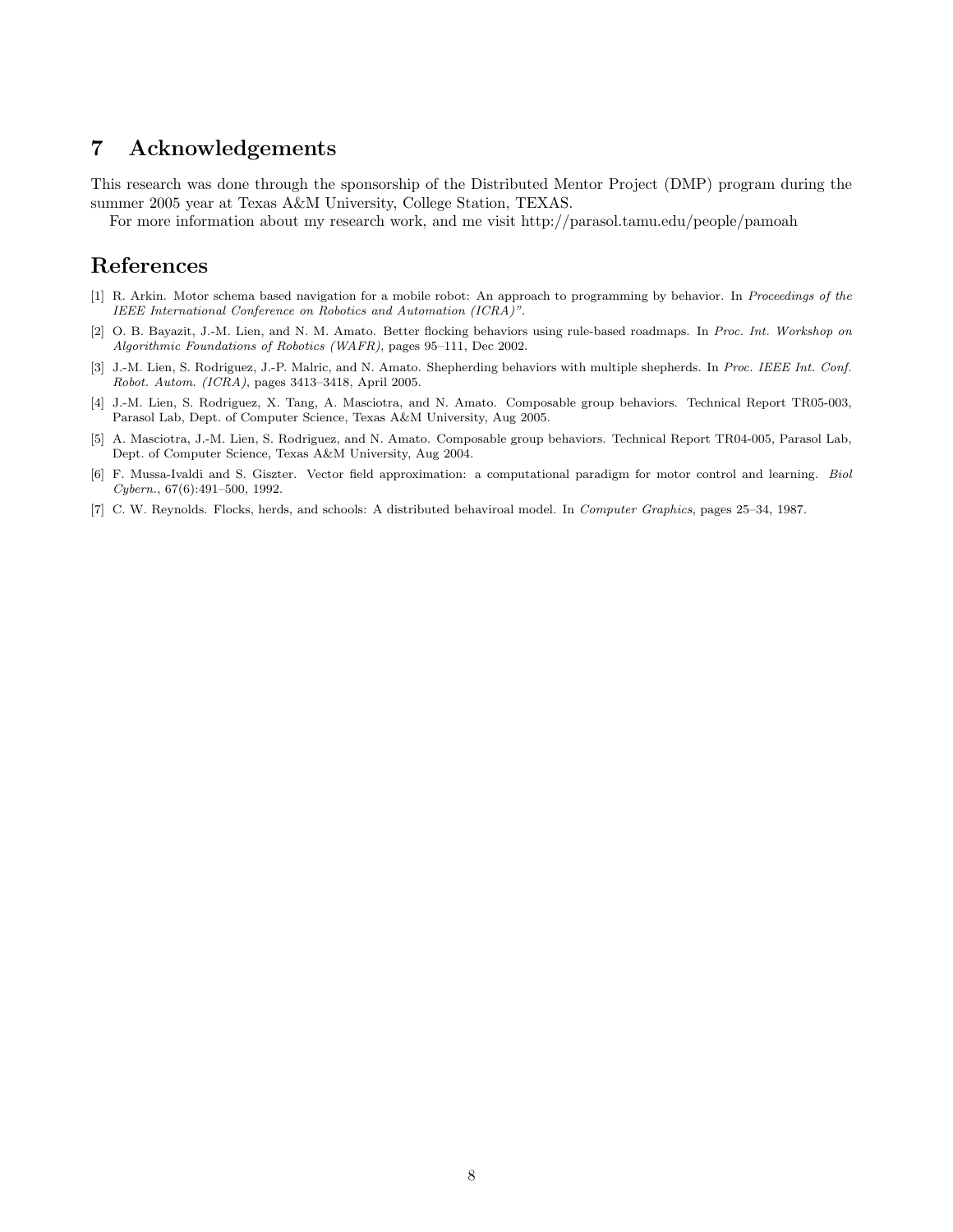## 7 Acknowledgements

This research was done through the sponsorship of the Distributed Mentor Project (DMP) program during the summer 2005 year at Texas A&M University, College Station, TEXAS.

For more information about my research work, and me visit http://parasol.tamu.edu/people/pamoah

## References

[1] R. Arkin. Motor schema based navigation for a mobile robot: An approach to programming by behavior. In *Proceedings of the IEEE International Conference on Robotics and Automation (ICRA)"*.

[2] O. B. Bayazit, J.-M. Lien, and N. M. Amato. Better flocking behaviors using rule-based roadmaps. In *Proc. Int. Workshop on Algorithmic Foundations of Robotics (WAFR)*, pages 95–111, Dec 2002.

[3] J.-M. Lien, S. Rodriguez, J.-P. Malric, and N. Amato. Shepherding behaviors with multiple shepherds. In *Proc. IEEE Int. Conf. Robot. Autom. (ICRA)*, pages 3413–3418, April 2005.

[4] J.-M. Lien, S. Rodriguez, X. Tang, A. Masciotra, and N. Amato. Composable group behaviors. Technical Report TR05-003, Parasol Lab, Dept. of Computer Science, Texas A&M University, Aug 2005.

[5] A. Masciotra, J.-M. Lien, S. Rodriguez, and N. Amato. Composable group behaviors. Technical Report TR04-005, Parasol Lab, Dept. of Computer Science, Texas A&M University, Aug 2004.

[6] F. Mussa-Ivaldi and S. Giszter. Vector field approximation: a computational paradigm for motor control and learning. *Biol Cybern.*, 67(6):491–500, 1992.

[7] C. W. Reynolds. Flocks, herds, and schools: A distributed behaviroal model. In *Computer Graphics*, pages 25–34, 1987.